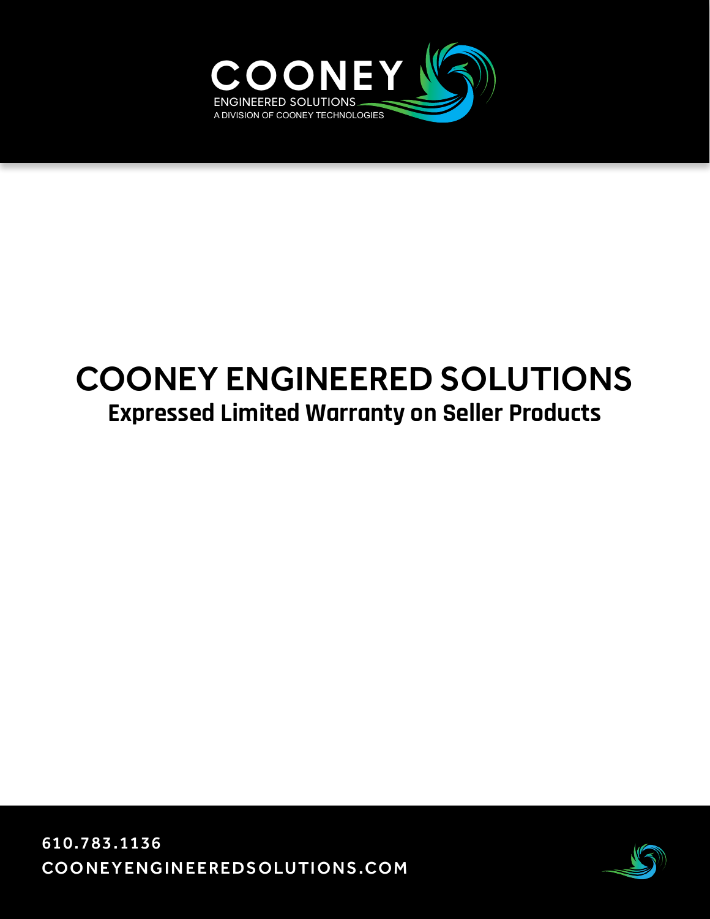COONEY

ENGINEERED SOLUTIONS

A DIVISION OF COONEY TECHNOLOGIES

# COONEY ENGINEERED SOLUTIONS

## Expressed Limited Warranty on Seller Products

610.783.1136

COONEYENGINEEREDSOLUTIONS.COM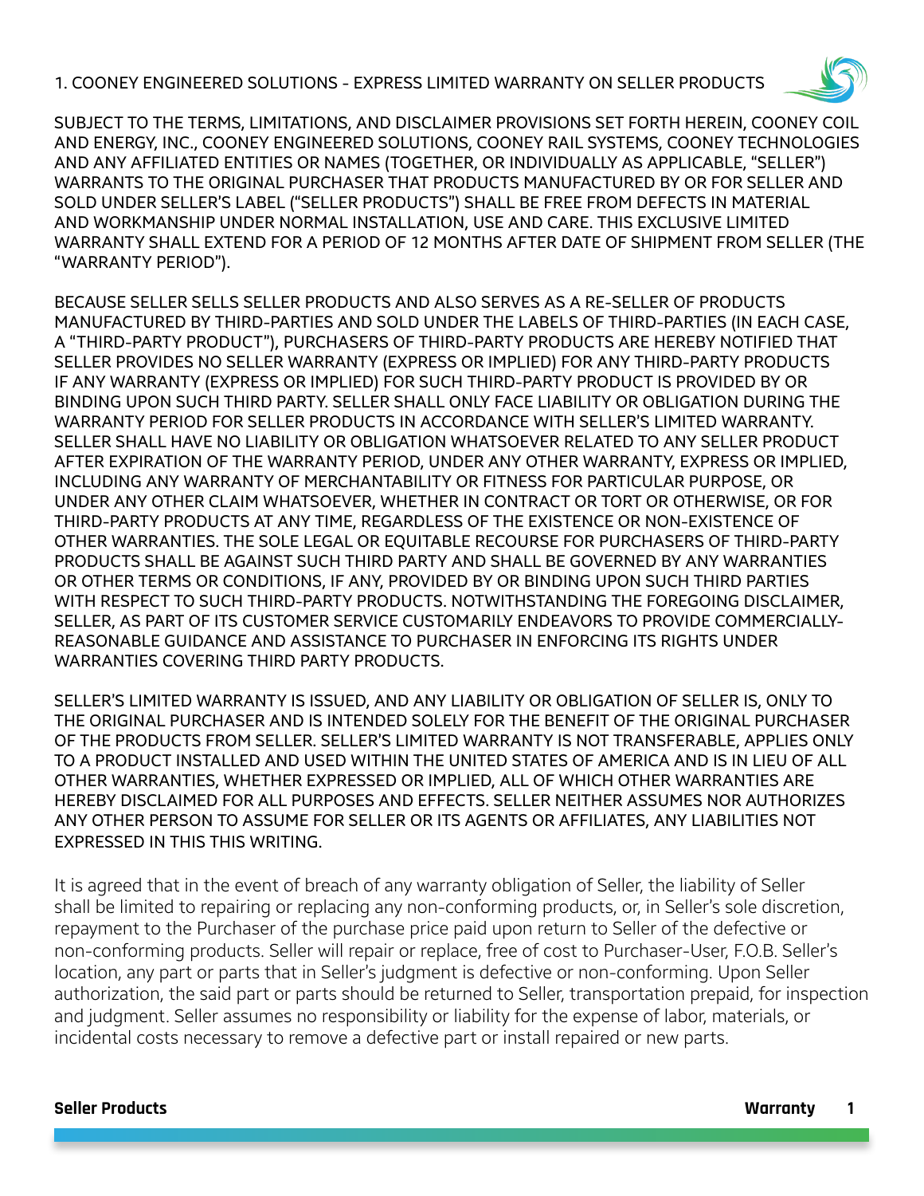## 1. COONEY ENGINEERED SOLUTIONS - EXPRESS LIMITED WARRANTY ON SELLER PRODUCTS

SUBJECT TO THE TERMS, LIMITATIONS, AND DISCLAIMER PROVISIONS SET FORTH HEREIN, COONEY COIL AND ENERGY, INC., COONEY ENGINEERED SOLUTIONS, COONEY RAIL SYSTEMS, COONEY TECHNOLOGIES AND ANY AFFILIATED ENTITIES OR NAMES (TOGETHER, OR INDIVIDUALLY AS APPLICABLE, "SELLER") WARRANTS TO THE ORIGINAL PURCHASER THAT PRODUCTS MANUFACTURED BY OR FOR SELLER AND SOLD UNDER SELLER'S LABEL ("SELLER PRODUCTS") SHALL BE FREE FROM DEFECTS IN MATERIAL AND WORKMANSHIP UNDER NORMAL INSTALLATION, USE AND CARE. THIS EXCLUSIVE LIMITED WARRANTY SHALL EXTEND FOR A PERIOD OF 12 MONTHS AFTER DATE OF SHIPMENT FROM SELLER (THE "WARRANTY PERIOD").

BECAUSE SELLER SELLS SELLER PRODUCTS AND ALSO SERVES AS A RE-SELLER OF PRODUCTS MANUFACTURED BY THIRD-PARTIES AND SOLD UNDER THE LABELS OF THIRD-PARTIES (IN EACH CASE, A "THIRD-PARTY PRODUCT"), PURCHASERS OF THIRD-PARTY PRODUCTS ARE HEREBY NOTIFIED THAT SELLER PROVIDES NO SELLER WARRANTY (EXPRESS OR IMPLIED) FOR ANY THIRD-PARTY PRODUCTS IF ANY WARRANTY (EXPRESS OR IMPLIED) FOR SUCH THIRD-PARTY PRODUCT IS PROVIDED BY OR BINDING UPON SUCH THIRD PARTY. SELLER SHALL ONLY FACE LIABILITY OR OBLIGATION DURING THE WARRANTY PERIOD FOR SELLER PRODUCTS IN ACCORDANCE WITH SELLER'S LIMITED WARRANTY. SELLER SHALL HAVE NO LIABILITY OR OBLIGATION WHATSOEVER RELATED TO ANY SELLER PRODUCT AFTER EXPIRATION OF THE WARRANTY PERIOD, UNDER ANY OTHER WARRANTY, EXPRESS OR IMPLIED, INCLUDING ANY WARRANTY OF MERCHANTABILITY OR FITNESS FOR PARTICULAR PURPOSE, OR UNDER ANY OTHER CLAIM WHATSOEVER, WHETHER IN CONTRACT OR TORT OR OTHERWISE, OR FOR THIRD-PARTY PRODUCTS AT ANY TIME, REGARDLESS OF THE EXISTENCE OR NON-EXISTENCE OF OTHER WARRANTIES. THE SOLE LEGAL OR EQUITABLE RECOURSE FOR PURCHASERS OF THIRD-PARTY PRODUCTS SHALL BE AGAINST SUCH THIRD PARTY AND SHALL BE GOVERNED BY ANY WARRANTIES OR OTHER TERMS OR CONDITIONS, IF ANY, PROVIDED BY OR BINDING UPON SUCH THIRD PARTIES WITH RESPECT TO SUCH THIRD-PARTY PRODUCTS. NOTWITHSTANDING THE FOREGOING DISCLAIMER, SELLER, AS PART OF ITS CUSTOMER SERVICE CUSTOMARILY ENDEAVORS TO PROVIDE COMMERCIALLY-REASONABLE GUIDANCE AND ASSISTANCE TO PURCHASER IN ENFORCING ITS RIGHTS UNDER WARRANTIES COVERING THIRD PARTY PRODUCTS.

SELLER'S LIMITED WARRANTY IS ISSUED, AND ANY LIABILITY OR OBLIGATION OF SELLER IS, ONLY TO THE ORIGINAL PURCHASER AND IS INTENDED SOLELY FOR THE BENEFIT OF THE ORIGINAL PURCHASER OF THE PRODUCTS FROM SELLER. SELLER'S LIMITED WARRANTY IS NOT TRANSFERABLE, APPLIES ONLY TO A PRODUCT INSTALLED AND USED WITHIN THE UNITED STATES OF AMERICA AND IS IN LIEU OF ALL OTHER WARRANTIES, WHETHER EXPRESSED OR IMPLIED, ALL OF WHICH OTHER WARRANTIES ARE HEREBY DISCLAIMED FOR ALL PURPOSES AND EFFECTS. SELLER NEITHER ASSUMES NOR AUTHORIZES ANY OTHER PERSON TO ASSUME FOR SELLER OR ITS AGENTS OR AFFILIATES, ANY LIABILITIES NOT EXPRESSED IN THIS THIS WRITING.

It is agreed that in the event of breach of any warranty obligation of Seller, the liability of Seller shall be limited to repairing or replacing any non-conforming products, or, in Seller's sole discretion, repayment to the Purchaser of the purchase price paid upon return to Seller of the defective or non-conforming products. Seller will repair or replace, free of cost to Purchaser-User, F.O.B. Seller's location, any part or parts that in Seller's judgment is defective or non-conforming. Upon Seller authorization, the said part or parts should be returned to Seller, transportation prepaid, for inspection and judgment. Seller assumes no responsibility or liability for the expense of labor, materials, or incidental costs necessary to remove a defective part or install repaired or new parts.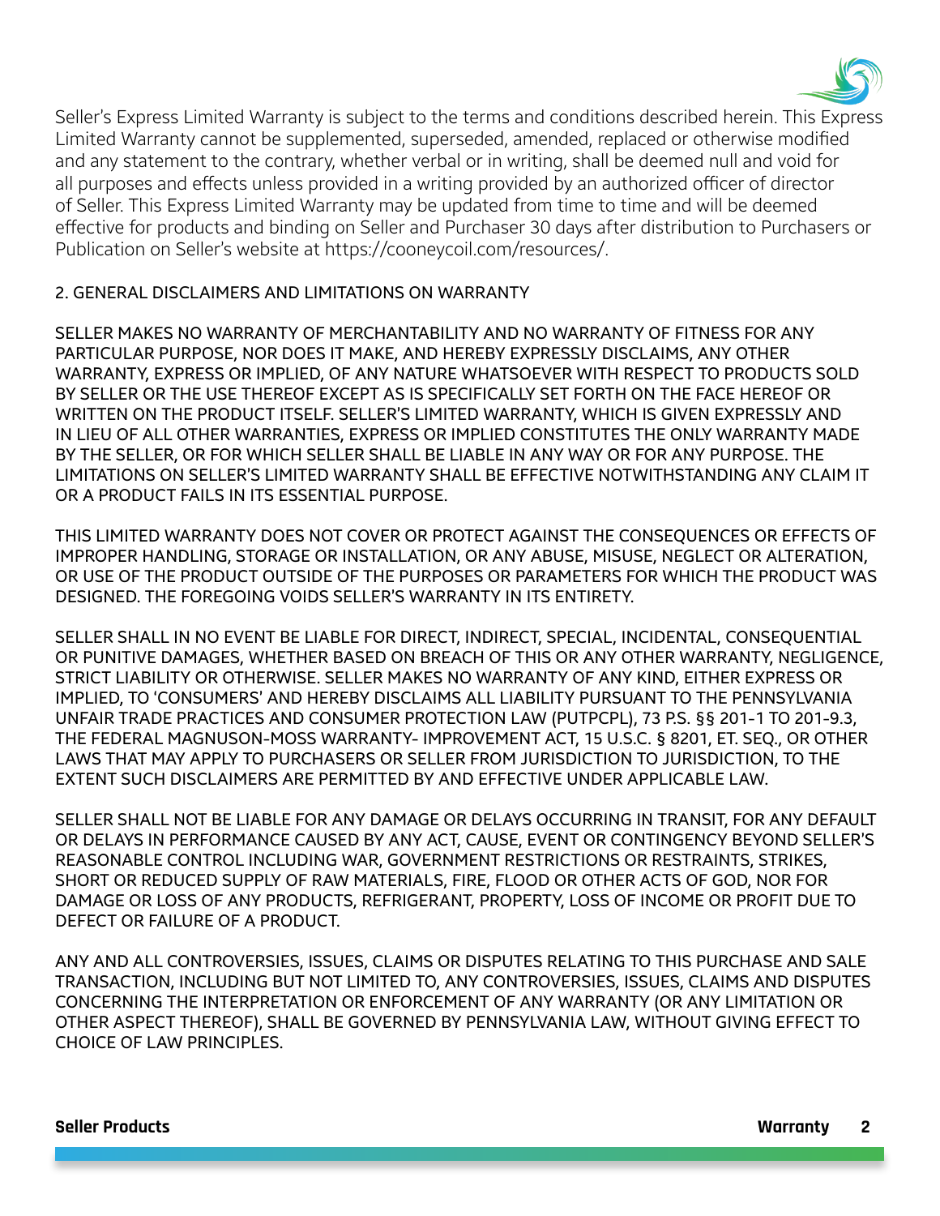Seller's Express Limited Warranty is subject to the terms and conditions described herein. This Express Limited Warranty cannot be supplemented, superseded, amended, replaced or otherwise modified and any statement to the contrary, whether verbal or in writing, shall be deemed null and void for all purposes and effects unless provided in a writing provided by an authorized officer of director of Seller. This Express Limited Warranty may be updated from time to time and will be deemed effective for products and binding on Seller and Purchaser 30 days after distribution to Purchasers or Publication on Seller's website at https://cooneycoil.com/resources/.

## 2. GENERAL DISCLAIMERS AND LIMITATIONS ON WARRANTY

SELLER MAKES NO WARRANTY OF MERCHANTABILITY AND NO WARRANTY OF FITNESS FOR ANY PARTICULAR PURPOSE, NOR DOES IT MAKE, AND HEREBY EXPRESSLY DISCLAIMS, ANY OTHER WARRANTY, EXPRESS OR IMPLIED, OF ANY NATURE WHATSOEVER WITH RESPECT TO PRODUCTS SOLD BY SELLER OR THE USE THEREOF EXCEPT AS IS SPECIFICALLY SET FORTH ON THE FACE HEREOF OR WRITTEN ON THE PRODUCT ITSELF. SELLER'S LIMITED WARRANTY, WHICH IS GIVEN EXPRESSLY AND IN LIEU OF ALL OTHER WARRANTIES, EXPRESS OR IMPLIED CONSTITUTES THE ONLY WARRANTY MADE BY THE SELLER, OR FOR WHICH SELLER SHALL BE LIABLE IN ANY WAY OR FOR ANY PURPOSE. THE LIMITATIONS ON SELLER'S LIMITED WARRANTY SHALL BE EFFECTIVE NOTWITHSTANDING ANY CLAIM IT OR A PRODUCT FAILS IN ITS ESSENTIAL PURPOSE.

THIS LIMITED WARRANTY DOES NOT COVER OR PROTECT AGAINST THE CONSEQUENCES OR EFFECTS OF IMPROPER HANDLING, STORAGE OR INSTALLATION, OR ANY ABUSE, MISUSE, NEGLECT OR ALTERATION, OR USE OF THE PRODUCT OUTSIDE OF THE PURPOSES OR PARAMETERS FOR WHICH THE PRODUCT WAS DESIGNED. THE FOREGOING VOIDS SELLER'S WARRANTY IN ITS ENTIRETY.

SELLER SHALL IN NO EVENT BE LIABLE FOR DIRECT, INDIRECT, SPECIAL, INCIDENTAL, CONSEQUENTIAL OR PUNITIVE DAMAGES, WHETHER BASED ON BREACH OF THIS OR ANY OTHER WARRANTY, NEGLIGENCE, STRICT LIABILITY OR OTHERWISE. SELLER MAKES NO WARRANTY OF ANY KIND, EITHER EXPRESS OR IMPLIED, TO 'CONSUMERS' AND HEREBY DISCLAIMS ALL LIABILITY PURSUANT TO THE PENNSYLVANIA UNFAIR TRADE PRACTICES AND CONSUMER PROTECTION LAW (PUTPCPL), 73 P.S. §§ 201-1 TO 201-9.3, THE FEDERAL MAGNUSON-MOSS WARRANTY- IMPROVEMENT ACT, 15 U.S.C. § 8201, ET. SEQ., OR OTHER LAWS THAT MAY APPLY TO PURCHASERS OR SELLER FROM JURISDICTION TO JURISDICTION, TO THE EXTENT SUCH DISCLAIMERS ARE PERMITTED BY AND EFFECTIVE UNDER APPLICABLE LAW.

SELLER SHALL NOT BE LIABLE FOR ANY DAMAGE OR DELAYS OCCURRING IN TRANSIT, FOR ANY DEFAULT OR DELAYS IN PERFORMANCE CAUSED BY ANY ACT, CAUSE, EVENT OR CONTINGENCY BEYOND SELLER'S REASONABLE CONTROL INCLUDING WAR, GOVERNMENT RESTRICTIONS OR RESTRAINTS, STRIKES, SHORT OR REDUCED SUPPLY OF RAW MATERIALS, FIRE, FLOOD OR OTHER ACTS OF GOD, NOR FOR DAMAGE OR LOSS OF ANY PRODUCTS, REFRIGERANT, PROPERTY, LOSS OF INCOME OR PROFIT DUE TO DEFECT OR FAILURE OF A PRODUCT.

ANY AND ALL CONTROVERSIES, ISSUES, CLAIMS OR DISPUTES RELATING TO THIS PURCHASE AND SALE TRANSACTION, INCLUDING BUT NOT LIMITED TO, ANY CONTROVERSIES, ISSUES, CLAIMS AND DISPUTES CONCERNING THE INTERPRETATION OR ENFORCEMENT OF ANY WARRANTY (OR ANY LIMITATION OR OTHER ASPECT THEREOF), SHALL BE GOVERNED BY PENNSYLVANIA LAW, WITHOUT GIVING EFFECT TO CHOICE OF LAW PRINCIPLES.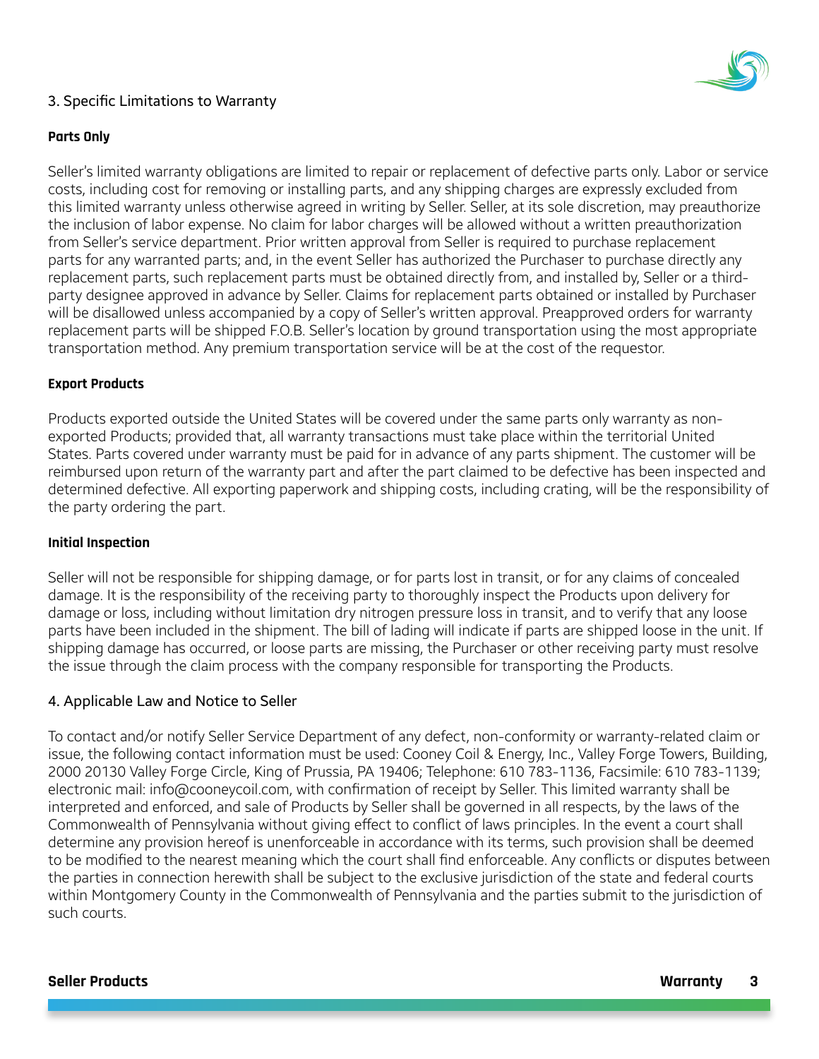## 3. Specific Limitations to Warranty

### Parts Only

Seller's limited warranty obligations are limited to repair or replacement of defective parts only. Labor or service costs, including cost for removing or installing parts, and any shipping charges are expressly excluded from this limited warranty unless otherwise agreed in writing by Seller. Seller, at its sole discretion, may preauthorize the inclusion of labor expense. No claim for labor charges will be allowed without a written preauthorization from Seller's service department. Prior written approval from Seller is required to purchase replacement parts for any warranted parts; and, in the event Seller has authorized the Purchaser to purchase directly any replacement parts, such replacement parts must be obtained directly from, and installed by, Seller or a third-party designee approved in advance by Seller. Claims for replacement parts obtained or installed by Purchaser will be disallowed unless accompanied by a copy of Seller's written approval. Preapproved orders for warranty replacement parts will be shipped F.O.B. Seller's location by ground transportation using the most appropriate transportation method. Any premium transportation service will be at the cost of the requestor.

### Export Products

Products exported outside the United States will be covered under the same parts only warranty as non-exported Products; provided that, all warranty transactions must take place within the territorial United States. Parts covered under warranty must be paid for in advance of any parts shipment. The customer will be reimbursed upon return of the warranty part and after the part claimed to be defective has been inspected and determined defective. All exporting paperwork and shipping costs, including crating, will be the responsibility of the party ordering the part.

### Initial Inspection

Seller will not be responsible for shipping damage, or for parts lost in transit, or for any claims of concealed damage. It is the responsibility of the receiving party to thoroughly inspect the Products upon delivery for damage or loss, including without limitation dry nitrogen pressure loss in transit, and to verify that any loose parts have been included in the shipment. The bill of lading will indicate if parts are shipped loose in the unit. If shipping damage has occurred, or loose parts are missing, the Purchaser or other receiving party must resolve the issue through the claim process with the company responsible for transporting the Products.

## 4. Applicable Law and Notice to Seller

To contact and/or notify Seller Service Department of any defect, non-conformity or warranty-related claim or issue, the following contact information must be used: Cooney Coil & Energy, Inc., Valley Forge Towers, Building, 2000 20130 Valley Forge Circle, King of Prussia, PA 19406; Telephone: 610 783-1136, Facsimile: 610 783-1139; electronic mail: info@cooneycoil.com, with confirmation of receipt by Seller. This limited warranty shall be interpreted and enforced, and sale of Products by Seller shall be governed in all respects, by the laws of the Commonwealth of Pennsylvania without giving effect to conflict of laws principles. In the event a court shall determine any provision hereof is unenforceable in accordance with its terms, such provision shall be deemed to be modified to the nearest meaning which the court shall find enforceable. Any conflicts or disputes between the parties in connection herewith shall be subject to the exclusive jurisdiction of the state and federal courts within Montgomery County in the Commonwealth of Pennsylvania and the parties submit to the jurisdiction of such courts.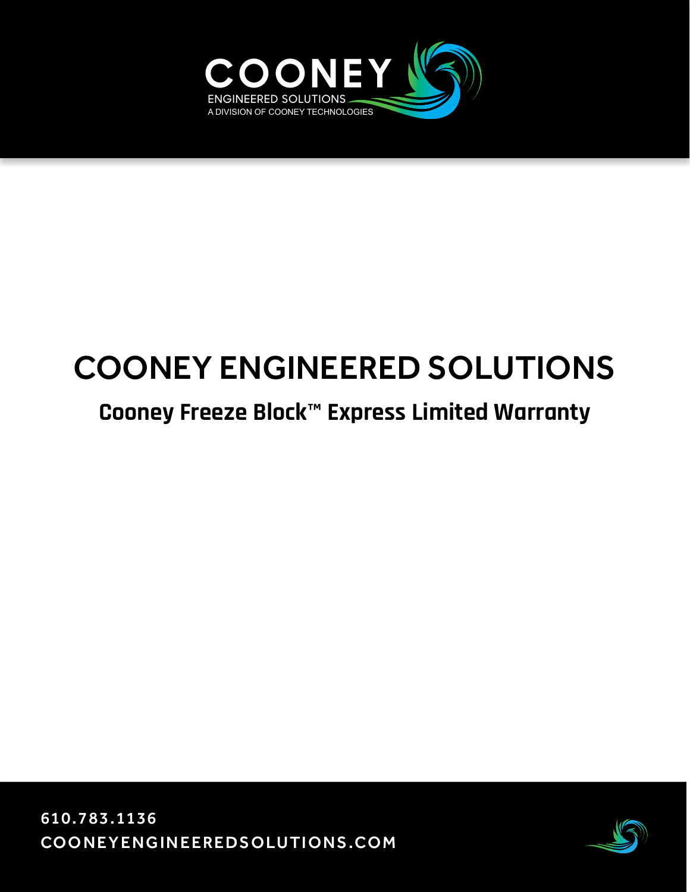COONEY
ENGINEERED SOLUTIONS
A DIVISION OF COONEY TECHNOLOGIES

# COONEY ENGINEERED SOLUTIONS

## Cooney Freeze Block™ Express Limited Warranty

610.783.1136
COONEYENGINEEREDSOLUTIONS.COM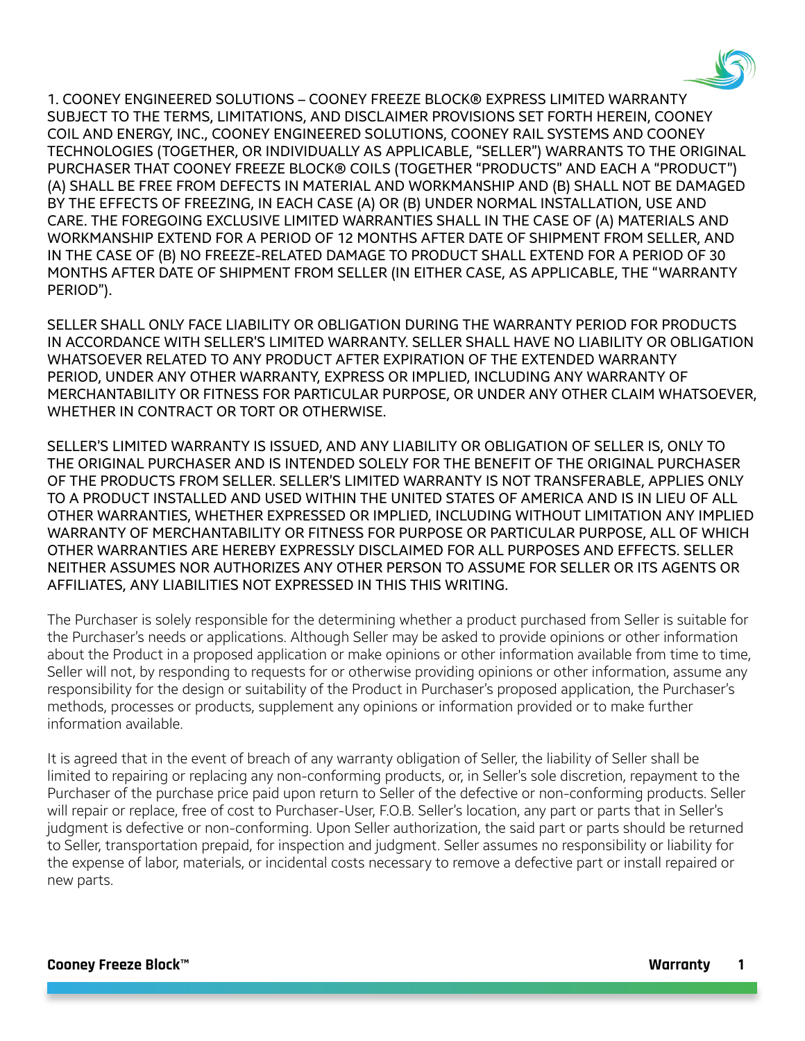1. COONEY ENGINEERED SOLUTIONS – COONEY FREEZE BLOCK® EXPRESS LIMITED WARRANTY SUBJECT TO THE TERMS, LIMITATIONS, AND DISCLAIMER PROVISIONS SET FORTH HEREIN, COONEY COIL AND ENERGY, INC., COONEY ENGINEERED SOLUTIONS, COONEY RAIL SYSTEMS AND COONEY TECHNOLOGIES (TOGETHER, OR INDIVIDUALLY AS APPLICABLE, "SELLER") WARRANTS TO THE ORIGINAL PURCHASER THAT COONEY FREEZE BLOCK® COILS (TOGETHER "PRODUCTS" AND EACH A "PRODUCT") (A) SHALL BE FREE FROM DEFECTS IN MATERIAL AND WORKMANSHIP AND (B) SHALL NOT BE DAMAGED BY THE EFFECTS OF FREEZING, IN EACH CASE (A) OR (B) UNDER NORMAL INSTALLATION, USE AND CARE. THE FOREGOING EXCLUSIVE LIMITED WARRANTIES SHALL IN THE CASE OF (A) MATERIALS AND WORKMANSHIP EXTEND FOR A PERIOD OF 12 MONTHS AFTER DATE OF SHIPMENT FROM SELLER, AND IN THE CASE OF (B) NO FREEZE-RELATED DAMAGE TO PRODUCT SHALL EXTEND FOR A PERIOD OF 30 MONTHS AFTER DATE OF SHIPMENT FROM SELLER (IN EITHER CASE, AS APPLICABLE, THE "WARRANTY PERIOD").

SELLER SHALL ONLY FACE LIABILITY OR OBLIGATION DURING THE WARRANTY PERIOD FOR PRODUCTS IN ACCORDANCE WITH SELLER'S LIMITED WARRANTY. SELLER SHALL HAVE NO LIABILITY OR OBLIGATION WHATSOEVER RELATED TO ANY PRODUCT AFTER EXPIRATION OF THE EXTENDED WARRANTY PERIOD, UNDER ANY OTHER WARRANTY, EXPRESS OR IMPLIED, INCLUDING ANY WARRANTY OF MERCHANTABILITY OR FITNESS FOR PARTICULAR PURPOSE, OR UNDER ANY OTHER CLAIM WHATSOEVER, WHETHER IN CONTRACT OR TORT OR OTHERWISE.

SELLER'S LIMITED WARRANTY IS ISSUED, AND ANY LIABILITY OR OBLIGATION OF SELLER IS, ONLY TO THE ORIGINAL PURCHASER AND IS INTENDED SOLELY FOR THE BENEFIT OF THE ORIGINAL PURCHASER OF THE PRODUCTS FROM SELLER. SELLER'S LIMITED WARRANTY IS NOT TRANSFERABLE, APPLIES ONLY TO A PRODUCT INSTALLED AND USED WITHIN THE UNITED STATES OF AMERICA AND IS IN LIEU OF ALL OTHER WARRANTIES, WHETHER EXPRESSED OR IMPLIED, INCLUDING WITHOUT LIMITATION ANY IMPLIED WARRANTY OF MERCHANTABILITY OR FITNESS FOR PURPOSE OR PARTICULAR PURPOSE, ALL OF WHICH OTHER WARRANTIES ARE HEREBY EXPRESSLY DISCLAIMED FOR ALL PURPOSES AND EFFECTS. SELLER NEITHER ASSUMES NOR AUTHORIZES ANY OTHER PERSON TO ASSUME FOR SELLER OR ITS AGENTS OR AFFILIATES, ANY LIABILITIES NOT EXPRESSED IN THIS THIS WRITING.

The Purchaser is solely responsible for the determining whether a product purchased from Seller is suitable for the Purchaser's needs or applications. Although Seller may be asked to provide opinions or other information about the Product in a proposed application or make opinions or other information available from time to time, Seller will not, by responding to requests for or otherwise providing opinions or other information, assume any responsibility for the design or suitability of the Product in Purchaser's proposed application, the Purchaser's methods, processes or products, supplement any opinions or information provided or to make further information available.

It is agreed that in the event of breach of any warranty obligation of Seller, the liability of Seller shall be limited to repairing or replacing any non-conforming products, or, in Seller's sole discretion, repayment to the Purchaser of the purchase price paid upon return to Seller of the defective or non-conforming products. Seller will repair or replace, free of cost to Purchaser-User, F.O.B. Seller's location, any part or parts that in Seller's judgment is defective or non-conforming. Upon Seller authorization, the said part or parts should be returned to Seller, transportation prepaid, for inspection and judgment. Seller assumes no responsibility or liability for the expense of labor, materials, or incidental costs necessary to remove a defective part or install repaired or new parts.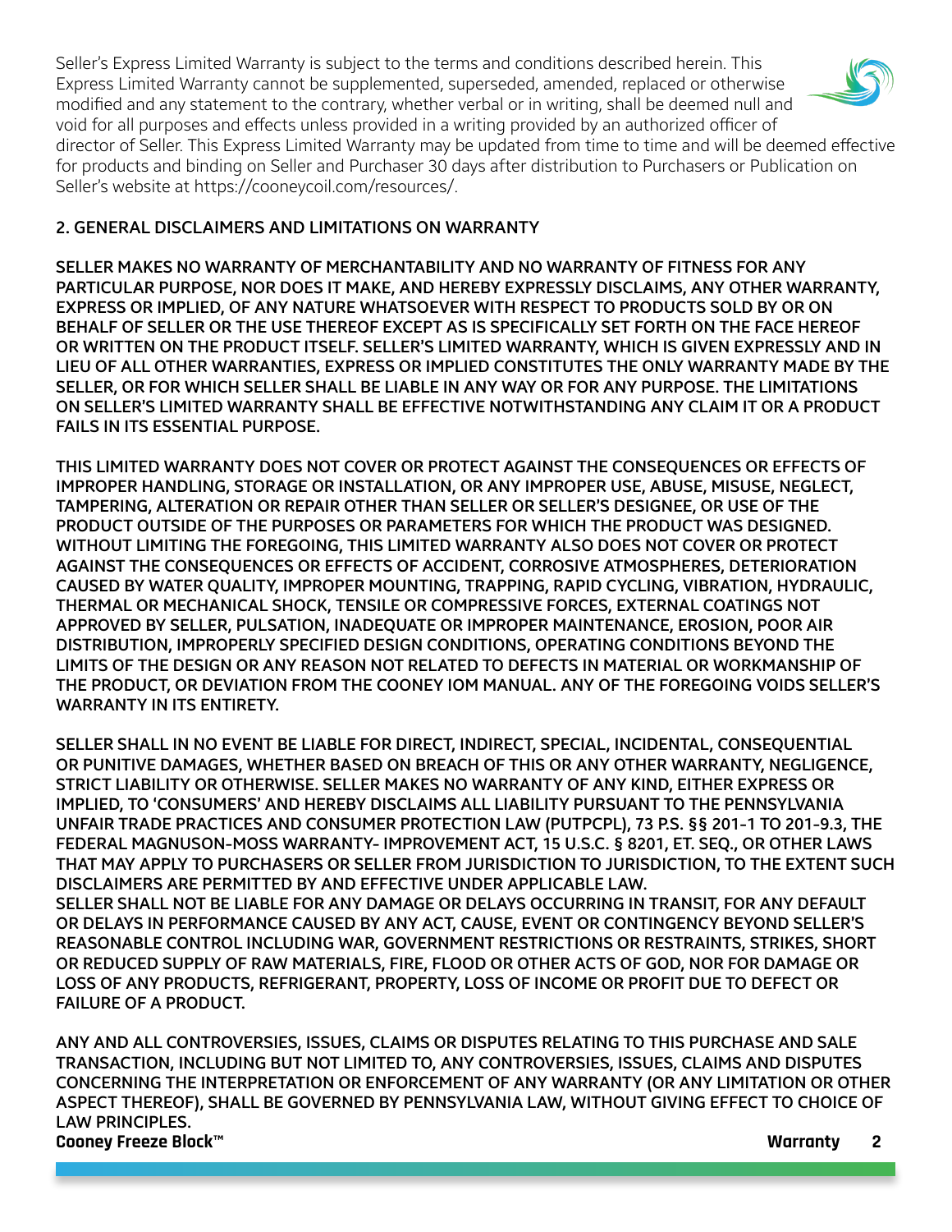Seller's Express Limited Warranty is subject to the terms and conditions described herein. This Express Limited Warranty cannot be supplemented, superseded, amended, replaced or otherwise modified and any statement to the contrary, whether verbal or in writing, shall be deemed null and void for all purposes and effects unless provided in a writing provided by an authorized officer of director of Seller. This Express Limited Warranty may be updated from time to time and will be deemed effective for products and binding on Seller and Purchaser 30 days after distribution to Purchasers or Publication on Seller's website at https://cooneycoil.com/resources/.

## 2. GENERAL DISCLAIMERS AND LIMITATIONS ON WARRANTY

SELLER MAKES NO WARRANTY OF MERCHANTABILITY AND NO WARRANTY OF FITNESS FOR ANY PARTICULAR PURPOSE, NOR DOES IT MAKE, AND HEREBY EXPRESSLY DISCLAIMS, ANY OTHER WARRANTY, EXPRESS OR IMPLIED, OF ANY NATURE WHATSOEVER WITH RESPECT TO PRODUCTS SOLD BY OR ON BEHALF OF SELLER OR THE USE THEREOF EXCEPT AS IS SPECIFICALLY SET FORTH ON THE FACE HEREOF OR WRITTEN ON THE PRODUCT ITSELF. SELLER'S LIMITED WARRANTY, WHICH IS GIVEN EXPRESSLY AND IN LIEU OF ALL OTHER WARRANTIES, EXPRESS OR IMPLIED CONSTITUTES THE ONLY WARRANTY MADE BY THE SELLER, OR FOR WHICH SELLER SHALL BE LIABLE IN ANY WAY OR FOR ANY PURPOSE. THE LIMITATIONS ON SELLER'S LIMITED WARRANTY SHALL BE EFFECTIVE NOTWITHSTANDING ANY CLAIM IT OR A PRODUCT FAILS IN ITS ESSENTIAL PURPOSE.

THIS LIMITED WARRANTY DOES NOT COVER OR PROTECT AGAINST THE CONSEQUENCES OR EFFECTS OF IMPROPER HANDLING, STORAGE OR INSTALLATION, OR ANY IMPROPER USE, ABUSE, MISUSE, NEGLECT, TAMPERING, ALTERATION OR REPAIR OTHER THAN SELLER OR SELLER'S DESIGNEE, OR USE OF THE PRODUCT OUTSIDE OF THE PURPOSES OR PARAMETERS FOR WHICH THE PRODUCT WAS DESIGNED. WITHOUT LIMITING THE FOREGOING, THIS LIMITED WARRANTY ALSO DOES NOT COVER OR PROTECT AGAINST THE CONSEQUENCES OR EFFECTS OF ACCIDENT, CORROSIVE ATMOSPHERES, DETERIORATION CAUSED BY WATER QUALITY, IMPROPER MOUNTING, TRAPPING, RAPID CYCLING, VIBRATION, HYDRAULIC, THERMAL OR MECHANICAL SHOCK, TENSILE OR COMPRESSIVE FORCES, EXTERNAL COATINGS NOT APPROVED BY SELLER, PULSATION, INADEQUATE OR IMPROPER MAINTENANCE, EROSION, POOR AIR DISTRIBUTION, IMPROPERLY SPECIFIED DESIGN CONDITIONS, OPERATING CONDITIONS BEYOND THE LIMITS OF THE DESIGN OR ANY REASON NOT RELATED TO DEFECTS IN MATERIAL OR WORKMANSHIP OF THE PRODUCT, OR DEVIATION FROM THE COONEY IOM MANUAL. ANY OF THE FOREGOING VOIDS SELLER'S WARRANTY IN ITS ENTIRETY.

SELLER SHALL IN NO EVENT BE LIABLE FOR DIRECT, INDIRECT, SPECIAL, INCIDENTAL, CONSEQUENTIAL OR PUNITIVE DAMAGES, WHETHER BASED ON BREACH OF THIS OR ANY OTHER WARRANTY, NEGLIGENCE, STRICT LIABILITY OR OTHERWISE. SELLER MAKES NO WARRANTY OF ANY KIND, EITHER EXPRESS OR IMPLIED, TO 'CONSUMERS' AND HEREBY DISCLAIMS ALL LIABILITY PURSUANT TO THE PENNSYLVANIA UNFAIR TRADE PRACTICES AND CONSUMER PROTECTION LAW (PUTPCPL), 73 P.S. §§ 201-1 TO 201-9.3, THE FEDERAL MAGNUSON-MOSS WARRANTY- IMPROVEMENT ACT, 15 U.S.C. § 8201, ET. SEQ., OR OTHER LAWS THAT MAY APPLY TO PURCHASERS OR SELLER FROM JURISDICTION TO JURISDICTION, TO THE EXTENT SUCH DISCLAIMERS ARE PERMITTED BY AND EFFECTIVE UNDER APPLICABLE LAW.
SELLER SHALL NOT BE LIABLE FOR ANY DAMAGE OR DELAYS OCCURRING IN TRANSIT, FOR ANY DEFAULT OR DELAYS IN PERFORMANCE CAUSED BY ANY ACT, CAUSE, EVENT OR CONTINGENCY BEYOND SELLER'S REASONABLE CONTROL INCLUDING WAR, GOVERNMENT RESTRICTIONS OR RESTRAINTS, STRIKES, SHORT OR REDUCED SUPPLY OF RAW MATERIALS, FIRE, FLOOD OR OTHER ACTS OF GOD, NOR FOR DAMAGE OR LOSS OF ANY PRODUCTS, REFRIGERANT, PROPERTY, LOSS OF INCOME OR PROFIT DUE TO DEFECT OR FAILURE OF A PRODUCT.

ANY AND ALL CONTROVERSIES, ISSUES, CLAIMS OR DISPUTES RELATING TO THIS PURCHASE AND SALE TRANSACTION, INCLUDING BUT NOT LIMITED TO, ANY CONTROVERSIES, ISSUES, CLAIMS AND DISPUTES CONCERNING THE INTERPRETATION OR ENFORCEMENT OF ANY WARRANTY (OR ANY LIMITATION OR OTHER ASPECT THEREOF), SHALL BE GOVERNED BY PENNSYLVANIA LAW, WITHOUT GIVING EFFECT TO CHOICE OF LAW PRINCIPLES.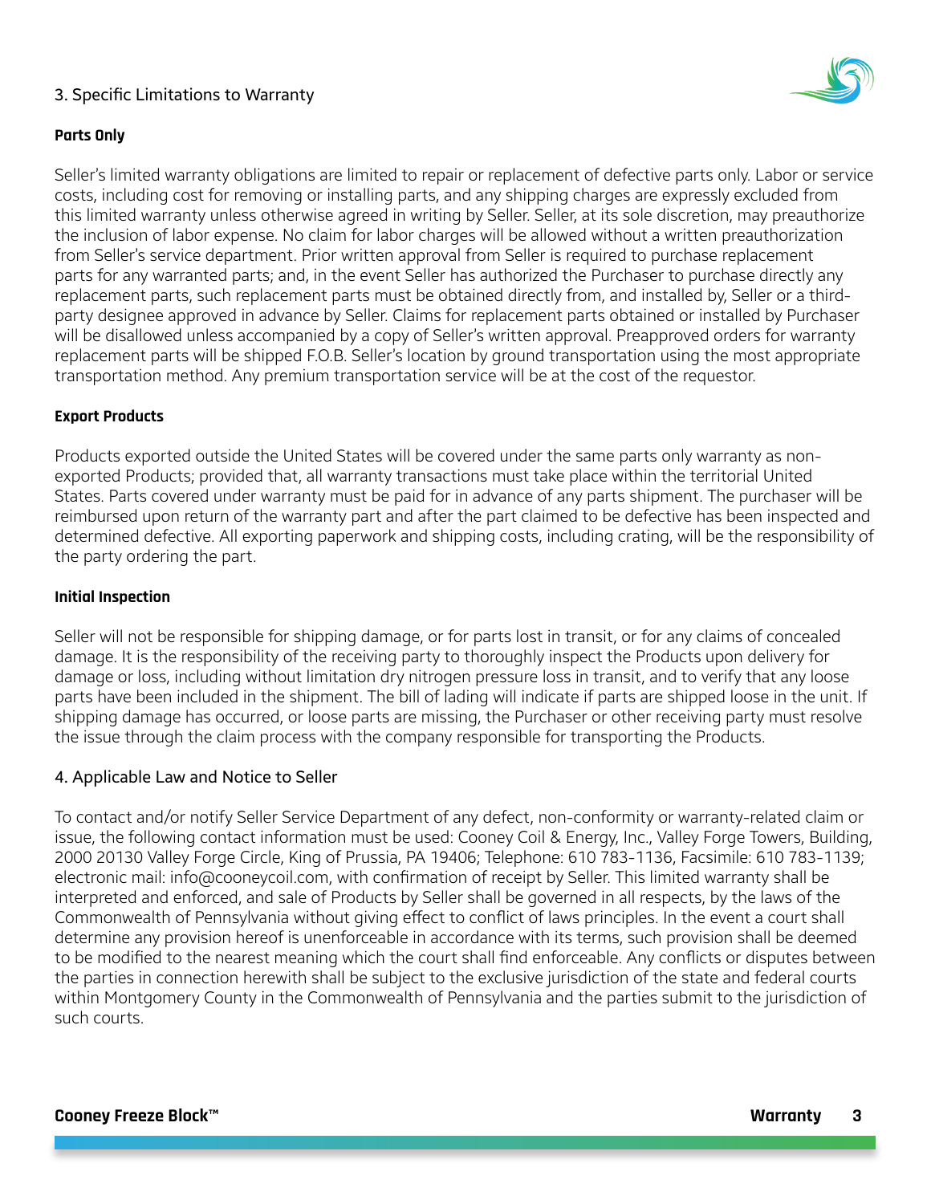## 3. Specific Limitations to Warranty

### Parts Only

Seller's limited warranty obligations are limited to repair or replacement of defective parts only. Labor or service costs, including cost for removing or installing parts, and any shipping charges are expressly excluded from this limited warranty unless otherwise agreed in writing by Seller. Seller, at its sole discretion, may preauthorize the inclusion of labor expense. No claim for labor charges will be allowed without a written preauthorization from Seller's service department. Prior written approval from Seller is required to purchase replacement parts for any warranted parts; and, in the event Seller has authorized the Purchaser to purchase directly any replacement parts, such replacement parts must be obtained directly from, and installed by, Seller or a third-party designee approved in advance by Seller. Claims for replacement parts obtained or installed by Purchaser will be disallowed unless accompanied by a copy of Seller's written approval. Preapproved orders for warranty replacement parts will be shipped F.O.B. Seller's location by ground transportation using the most appropriate transportation method. Any premium transportation service will be at the cost of the requestor.

### Export Products

Products exported outside the United States will be covered under the same parts only warranty as non-exported Products; provided that, all warranty transactions must take place within the territorial United States. Parts covered under warranty must be paid for in advance of any parts shipment. The purchaser will be reimbursed upon return of the warranty part and after the part claimed to be defective has been inspected and determined defective. All exporting paperwork and shipping costs, including crating, will be the responsibility of the party ordering the part.

### Initial Inspection

Seller will not be responsible for shipping damage, or for parts lost in transit, or for any claims of concealed damage. It is the responsibility of the receiving party to thoroughly inspect the Products upon delivery for damage or loss, including without limitation dry nitrogen pressure loss in transit, and to verify that any loose parts have been included in the shipment. The bill of lading will indicate if parts are shipped loose in the unit. If shipping damage has occurred, or loose parts are missing, the Purchaser or other receiving party must resolve the issue through the claim process with the company responsible for transporting the Products.

## 4. Applicable Law and Notice to Seller

To contact and/or notify Seller Service Department of any defect, non-conformity or warranty-related claim or issue, the following contact information must be used: Cooney Coil & Energy, Inc., Valley Forge Towers, Building, 2000 20130 Valley Forge Circle, King of Prussia, PA 19406; Telephone: 610 783-1136, Facsimile: 610 783-1139; electronic mail: info@cooneycoil.com, with confirmation of receipt by Seller. This limited warranty shall be interpreted and enforced, and sale of Products by Seller shall be governed in all respects, by the laws of the Commonwealth of Pennsylvania without giving effect to conflict of laws principles. In the event a court shall determine any provision hereof is unenforceable in accordance with its terms, such provision shall be deemed to be modified to the nearest meaning which the court shall find enforceable. Any conflicts or disputes between the parties in connection herewith shall be subject to the exclusive jurisdiction of the state and federal courts within Montgomery County in the Commonwealth of Pennsylvania and the parties submit to the jurisdiction of such courts.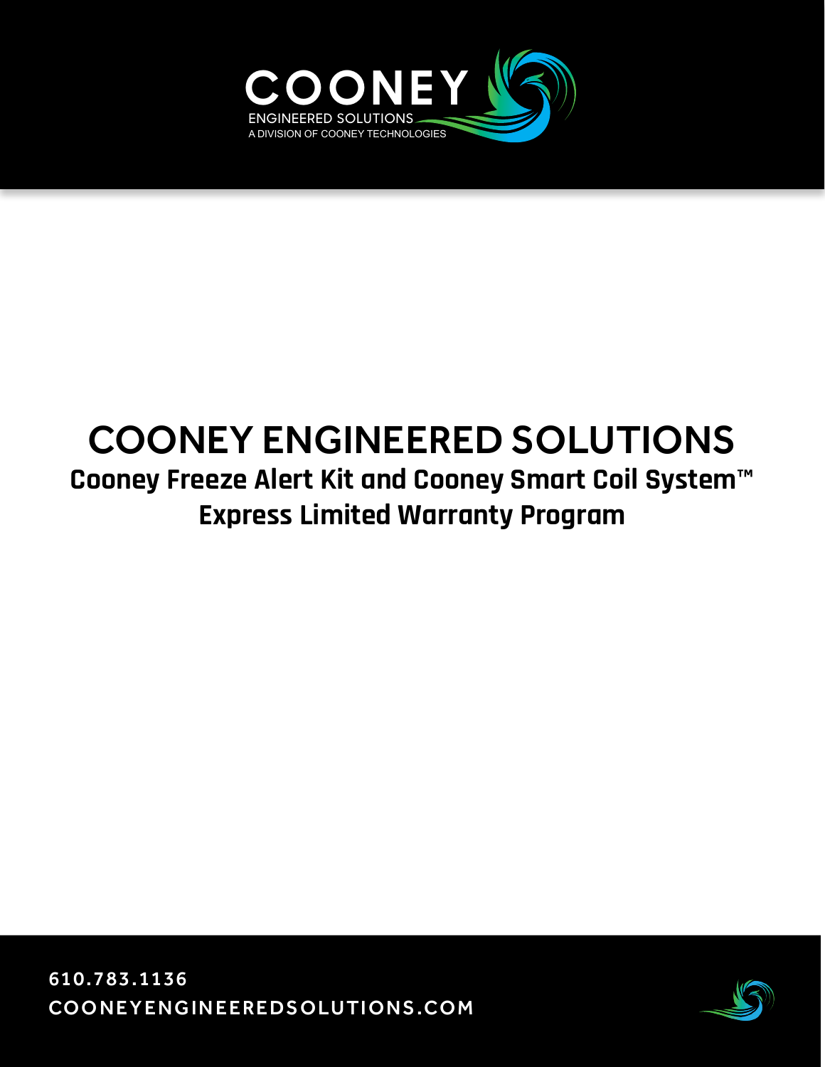COONEY

ENGINEERED SOLUTIONS

A DIVISION OF COONEY TECHNOLOGIES

# COONEY ENGINEERED SOLUTIONS

## Cooney Freeze Alert Kit and Cooney Smart Coil System™ Express Limited Warranty Program

610.783.1136

COONEYENGINEEREDSOLUTIONS.COM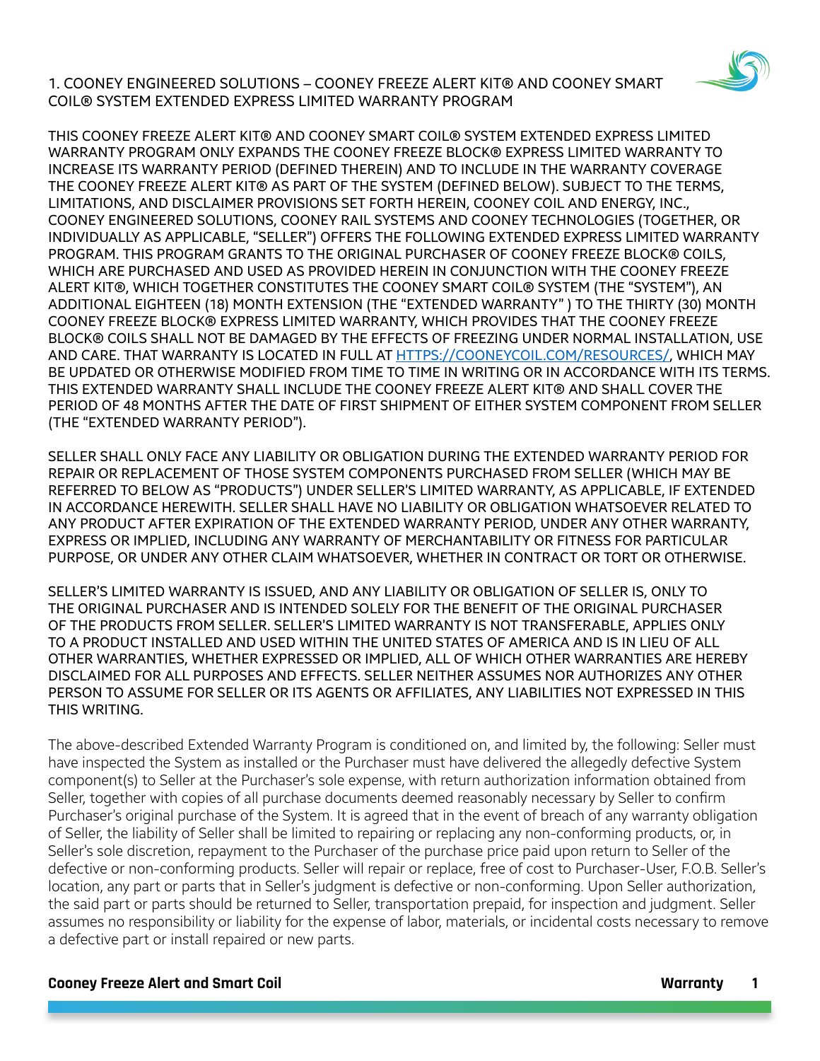# 1. COONEY ENGINEERED SOLUTIONS – COONEY FREEZE ALERT KIT® AND COONEY SMART COIL® SYSTEM EXTENDED EXPRESS LIMITED WARRANTY PROGRAM

THIS COONEY FREEZE ALERT KIT® AND COONEY SMART COIL® SYSTEM EXTENDED EXPRESS LIMITED WARRANTY PROGRAM ONLY EXPANDS THE COONEY FREEZE BLOCK® EXPRESS LIMITED WARRANTY TO INCREASE ITS WARRANTY PERIOD (DEFINED THEREIN) AND TO INCLUDE IN THE WARRANTY COVERAGE THE COONEY FREEZE ALERT KIT® AS PART OF THE SYSTEM (DEFINED BELOW). SUBJECT TO THE TERMS, LIMITATIONS, AND DISCLAIMER PROVISIONS SET FORTH HEREIN, COONEY COIL AND ENERGY, INC., COONEY ENGINEERED SOLUTIONS, COONEY RAIL SYSTEMS AND COONEY TECHNOLOGIES (TOGETHER, OR INDIVIDUALLY AS APPLICABLE, "SELLER") OFFERS THE FOLLOWING EXTENDED EXPRESS LIMITED WARRANTY PROGRAM. THIS PROGRAM GRANTS TO THE ORIGINAL PURCHASER OF COONEY FREEZE BLOCK® COILS, WHICH ARE PURCHASED AND USED AS PROVIDED HEREIN IN CONJUNCTION WITH THE COONEY FREEZE ALERT KIT®, WHICH TOGETHER CONSTITUTES THE COONEY SMART COIL® SYSTEM (THE "SYSTEM"), AN ADDITIONAL EIGHTEEN (18) MONTH EXTENSION (THE "EXTENDED WARRANTY" ) TO THE THIRTY (30) MONTH COONEY FREEZE BLOCK® EXPRESS LIMITED WARRANTY, WHICH PROVIDES THAT THE COONEY FREEZE BLOCK® COILS SHALL NOT BE DAMAGED BY THE EFFECTS OF FREEZING UNDER NORMAL INSTALLATION, USE AND CARE. THAT WARRANTY IS LOCATED IN FULL AT HTTPS://COONEYCOIL.COM/RESOURCES/, WHICH MAY BE UPDATED OR OTHERWISE MODIFIED FROM TIME TO TIME IN WRITING OR IN ACCORDANCE WITH ITS TERMS. THIS EXTENDED WARRANTY SHALL INCLUDE THE COONEY FREEZE ALERT KIT® AND SHALL COVER THE PERIOD OF 48 MONTHS AFTER THE DATE OF FIRST SHIPMENT OF EITHER SYSTEM COMPONENT FROM SELLER (THE "EXTENDED WARRANTY PERIOD").

SELLER SHALL ONLY FACE ANY LIABILITY OR OBLIGATION DURING THE EXTENDED WARRANTY PERIOD FOR REPAIR OR REPLACEMENT OF THOSE SYSTEM COMPONENTS PURCHASED FROM SELLER (WHICH MAY BE REFERRED TO BELOW AS "PRODUCTS") UNDER SELLER'S LIMITED WARRANTY, AS APPLICABLE, IF EXTENDED IN ACCORDANCE HEREWITH. SELLER SHALL HAVE NO LIABILITY OR OBLIGATION WHATSOEVER RELATED TO ANY PRODUCT AFTER EXPIRATION OF THE EXTENDED WARRANTY PERIOD, UNDER ANY OTHER WARRANTY, EXPRESS OR IMPLIED, INCLUDING ANY WARRANTY OF MERCHANTABILITY OR FITNESS FOR PARTICULAR PURPOSE, OR UNDER ANY OTHER CLAIM WHATSOEVER, WHETHER IN CONTRACT OR TORT OR OTHERWISE.

SELLER'S LIMITED WARRANTY IS ISSUED, AND ANY LIABILITY OR OBLIGATION OF SELLER IS, ONLY TO THE ORIGINAL PURCHASER AND IS INTENDED SOLELY FOR THE BENEFIT OF THE ORIGINAL PURCHASER OF THE PRODUCTS FROM SELLER. SELLER'S LIMITED WARRANTY IS NOT TRANSFERABLE, APPLIES ONLY TO A PRODUCT INSTALLED AND USED WITHIN THE UNITED STATES OF AMERICA AND IS IN LIEU OF ALL OTHER WARRANTIES, WHETHER EXPRESSED OR IMPLIED, ALL OF WHICH OTHER WARRANTIES ARE HEREBY DISCLAIMED FOR ALL PURPOSES AND EFFECTS. SELLER NEITHER ASSUMES NOR AUTHORIZES ANY OTHER PERSON TO ASSUME FOR SELLER OR ITS AGENTS OR AFFILIATES, ANY LIABILITIES NOT EXPRESSED IN THIS THIS WRITING.

The above-described Extended Warranty Program is conditioned on, and limited by, the following: Seller must have inspected the System as installed or the Purchaser must have delivered the allegedly defective System component(s) to Seller at the Purchaser's sole expense, with return authorization information obtained from Seller, together with copies of all purchase documents deemed reasonably necessary by Seller to confirm Purchaser's original purchase of the System. It is agreed that in the event of breach of any warranty obligation of Seller, the liability of Seller shall be limited to repairing or replacing any non-conforming products, or, in Seller's sole discretion, repayment to the Purchaser of the purchase price paid upon return to Seller of the defective or non-conforming products. Seller will repair or replace, free of cost to Purchaser-User, F.O.B. Seller's location, any part or parts that in Seller's judgment is defective or non-conforming. Upon Seller authorization, the said part or parts should be returned to Seller, transportation prepaid, for inspection and judgment. Seller assumes no responsibility or liability for the expense of labor, materials, or incidental costs necessary to remove a defective part or install repaired or new parts.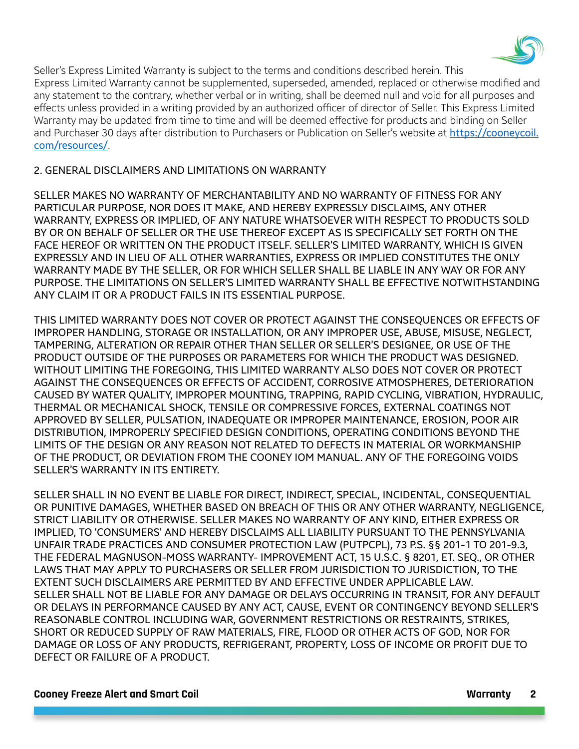Seller's Express Limited Warranty is subject to the terms and conditions described herein. This Express Limited Warranty cannot be supplemented, superseded, amended, replaced or otherwise modified and any statement to the contrary, whether verbal or in writing, shall be deemed null and void for all purposes and effects unless provided in a writing provided by an authorized officer of director of Seller. This Express Limited Warranty may be updated from time to time and will be deemed effective for products and binding on Seller and Purchaser 30 days after distribution to Purchasers or Publication on Seller's website at [https://cooneycoil.com/resources/](https://cooneycoil.com/resources/).

## 2. GENERAL DISCLAIMERS AND LIMITATIONS ON WARRANTY

SELLER MAKES NO WARRANTY OF MERCHANTABILITY AND NO WARRANTY OF FITNESS FOR ANY PARTICULAR PURPOSE, NOR DOES IT MAKE, AND HEREBY EXPRESSLY DISCLAIMS, ANY OTHER WARRANTY, EXPRESS OR IMPLIED, OF ANY NATURE WHATSOEVER WITH RESPECT TO PRODUCTS SOLD BY OR ON BEHALF OF SELLER OR THE USE THEREOF EXCEPT AS IS SPECIFICALLY SET FORTH ON THE FACE HEREOF OR WRITTEN ON THE PRODUCT ITSELF. SELLER'S LIMITED WARRANTY, WHICH IS GIVEN EXPRESSLY AND IN LIEU OF ALL OTHER WARRANTIES, EXPRESS OR IMPLIED CONSTITUTES THE ONLY WARRANTY MADE BY THE SELLER, OR FOR WHICH SELLER SHALL BE LIABLE IN ANY WAY OR FOR ANY PURPOSE. THE LIMITATIONS ON SELLER'S LIMITED WARRANTY SHALL BE EFFECTIVE NOTWITHSTANDING ANY CLAIM IT OR A PRODUCT FAILS IN ITS ESSENTIAL PURPOSE.

THIS LIMITED WARRANTY DOES NOT COVER OR PROTECT AGAINST THE CONSEQUENCES OR EFFECTS OF IMPROPER HANDLING, STORAGE OR INSTALLATION, OR ANY IMPROPER USE, ABUSE, MISUSE, NEGLECT, TAMPERING, ALTERATION OR REPAIR OTHER THAN SELLER OR SELLER'S DESIGNEE, OR USE OF THE PRODUCT OUTSIDE OF THE PURPOSES OR PARAMETERS FOR WHICH THE PRODUCT WAS DESIGNED. WITHOUT LIMITING THE FOREGOING, THIS LIMITED WARRANTY ALSO DOES NOT COVER OR PROTECT AGAINST THE CONSEQUENCES OR EFFECTS OF ACCIDENT, CORROSIVE ATMOSPHERES, DETERIORATION CAUSED BY WATER QUALITY, IMPROPER MOUNTING, TRAPPING, RAPID CYCLING, VIBRATION, HYDRAULIC, THERMAL OR MECHANICAL SHOCK, TENSILE OR COMPRESSIVE FORCES, EXTERNAL COATINGS NOT APPROVED BY SELLER, PULSATION, INADEQUATE OR IMPROPER MAINTENANCE, EROSION, POOR AIR DISTRIBUTION, IMPROPERLY SPECIFIED DESIGN CONDITIONS, OPERATING CONDITIONS BEYOND THE LIMITS OF THE DESIGN OR ANY REASON NOT RELATED TO DEFECTS IN MATERIAL OR WORKMANSHIP OF THE PRODUCT, OR DEVIATION FROM THE COONEY IOM MANUAL. ANY OF THE FOREGOING VOIDS SELLER'S WARRANTY IN ITS ENTIRETY.

SELLER SHALL IN NO EVENT BE LIABLE FOR DIRECT, INDIRECT, SPECIAL, INCIDENTAL, CONSEQUENTIAL OR PUNITIVE DAMAGES, WHETHER BASED ON BREACH OF THIS OR ANY OTHER WARRANTY, NEGLIGENCE, STRICT LIABILITY OR OTHERWISE. SELLER MAKES NO WARRANTY OF ANY KIND, EITHER EXPRESS OR IMPLIED, TO 'CONSUMERS' AND HEREBY DISCLAIMS ALL LIABILITY PURSUANT TO THE PENNSYLVANIA UNFAIR TRADE PRACTICES AND CONSUMER PROTECTION LAW (PUTPCPL), 73 P.S. §§ 201-1 TO 201-9.3, THE FEDERAL MAGNUSON-MOSS WARRANTY- IMPROVEMENT ACT, 15 U.S.C. § 8201, ET. SEQ., OR OTHER LAWS THAT MAY APPLY TO PURCHASERS OR SELLER FROM JURISDICTION TO JURISDICTION, TO THE EXTENT SUCH DISCLAIMERS ARE PERMITTED BY AND EFFECTIVE UNDER APPLICABLE LAW.
SELLER SHALL NOT BE LIABLE FOR ANY DAMAGE OR DELAYS OCCURRING IN TRANSIT, FOR ANY DEFAULT OR DELAYS IN PERFORMANCE CAUSED BY ANY ACT, CAUSE, EVENT OR CONTINGENCY BEYOND SELLER'S REASONABLE CONTROL INCLUDING WAR, GOVERNMENT RESTRICTIONS OR RESTRAINTS, STRIKES, SHORT OR REDUCED SUPPLY OF RAW MATERIALS, FIRE, FLOOD OR OTHER ACTS OF GOD, NOR FOR DAMAGE OR LOSS OF ANY PRODUCTS, REFRIGERANT, PROPERTY, LOSS OF INCOME OR PROFIT DUE TO DEFECT OR FAILURE OF A PRODUCT.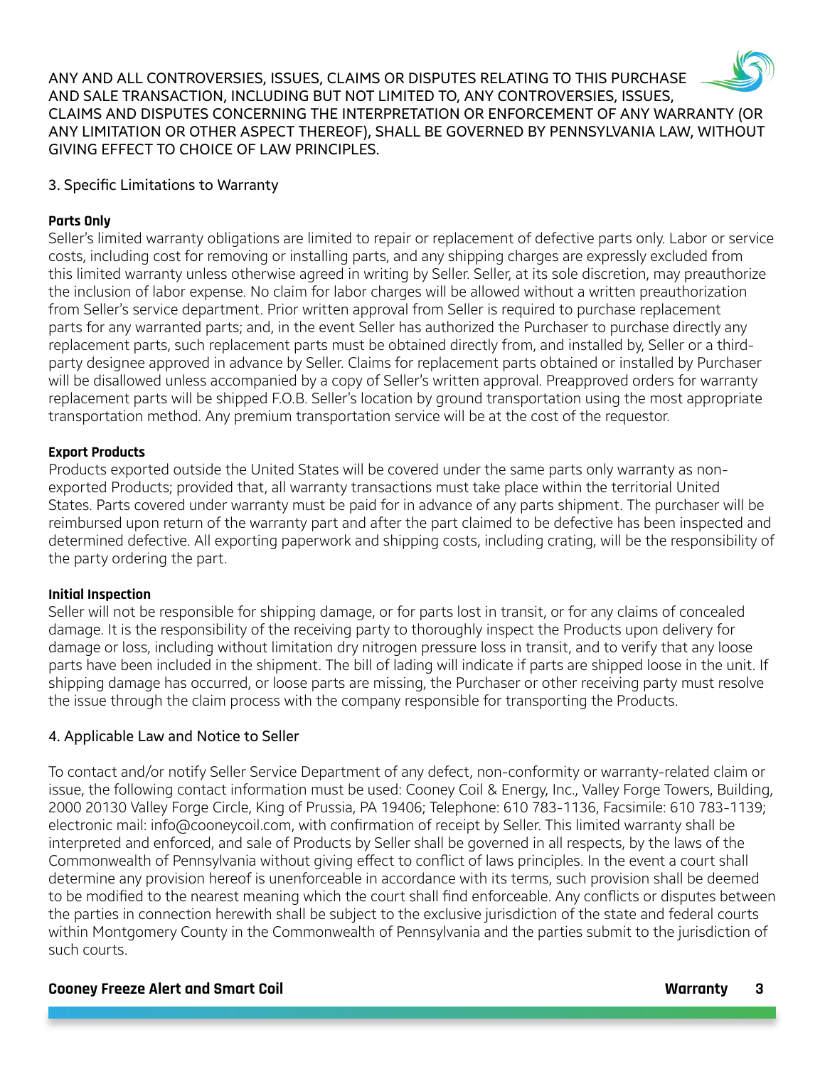ANY AND ALL CONTROVERSIES, ISSUES, CLAIMS OR DISPUTES RELATING TO THIS PURCHASE AND SALE TRANSACTION, INCLUDING BUT NOT LIMITED TO, ANY CONTROVERSIES, ISSUES, CLAIMS AND DISPUTES CONCERNING THE INTERPRETATION OR ENFORCEMENT OF ANY WARRANTY (OR ANY LIMITATION OR OTHER ASPECT THEREOF), SHALL BE GOVERNED BY PENNSYLVANIA LAW, WITHOUT GIVING EFFECT TO CHOICE OF LAW PRINCIPLES.

## 3. Specific Limitations to Warranty

**Parts Only**

Seller's limited warranty obligations are limited to repair or replacement of defective parts only. Labor or service costs, including cost for removing or installing parts, and any shipping charges are expressly excluded from this limited warranty unless otherwise agreed in writing by Seller. Seller, at its sole discretion, may preauthorize the inclusion of labor expense. No claim for labor charges will be allowed without a written preauthorization from Seller's service department. Prior written approval from Seller is required to purchase replacement parts for any warranted parts; and, in the event Seller has authorized the Purchaser to purchase directly any replacement parts, such replacement parts must be obtained directly from, and installed by, Seller or a third-party designee approved in advance by Seller. Claims for replacement parts obtained or installed by Purchaser will be disallowed unless accompanied by a copy of Seller's written approval. Preapproved orders for warranty replacement parts will be shipped F.O.B. Seller's location by ground transportation using the most appropriate transportation method. Any premium transportation service will be at the cost of the requestor.

**Export Products**

Products exported outside the United States will be covered under the same parts only warranty as non-exported Products; provided that, all warranty transactions must take place within the territorial United States. Parts covered under warranty must be paid for in advance of any parts shipment. The purchaser will be reimbursed upon return of the warranty part and after the part claimed to be defective has been inspected and determined defective. All exporting paperwork and shipping costs, including crating, will be the responsibility of the party ordering the part.

**Initial Inspection**

Seller will not be responsible for shipping damage, or for parts lost in transit, or for any claims of concealed damage. It is the responsibility of the receiving party to thoroughly inspect the Products upon delivery for damage or loss, including without limitation dry nitrogen pressure loss in transit, and to verify that any loose parts have been included in the shipment. The bill of lading will indicate if parts are shipped loose in the unit. If shipping damage has occurred, or loose parts are missing, the Purchaser or other receiving party must resolve the issue through the claim process with the company responsible for transporting the Products.

## 4. Applicable Law and Notice to Seller

To contact and/or notify Seller Service Department of any defect, non-conformity or warranty-related claim or issue, the following contact information must be used: Cooney Coil & Energy, Inc., Valley Forge Towers, Building, 2000 20130 Valley Forge Circle, King of Prussia, PA 19406; Telephone: 610 783-1136, Facsimile: 610 783-1139; electronic mail: info@cooneycoil.com, with confirmation of receipt by Seller. This limited warranty shall be interpreted and enforced, and sale of Products by Seller shall be governed in all respects, by the laws of the Commonwealth of Pennsylvania without giving effect to conflict of laws principles. In the event a court shall determine any provision hereof is unenforceable in accordance with its terms, such provision shall be deemed to be modified to the nearest meaning which the court shall find enforceable. Any conflicts or disputes between the parties in connection herewith shall be subject to the exclusive jurisdiction of the state and federal courts within Montgomery County in the Commonwealth of Pennsylvania and the parties submit to the jurisdiction of such courts.